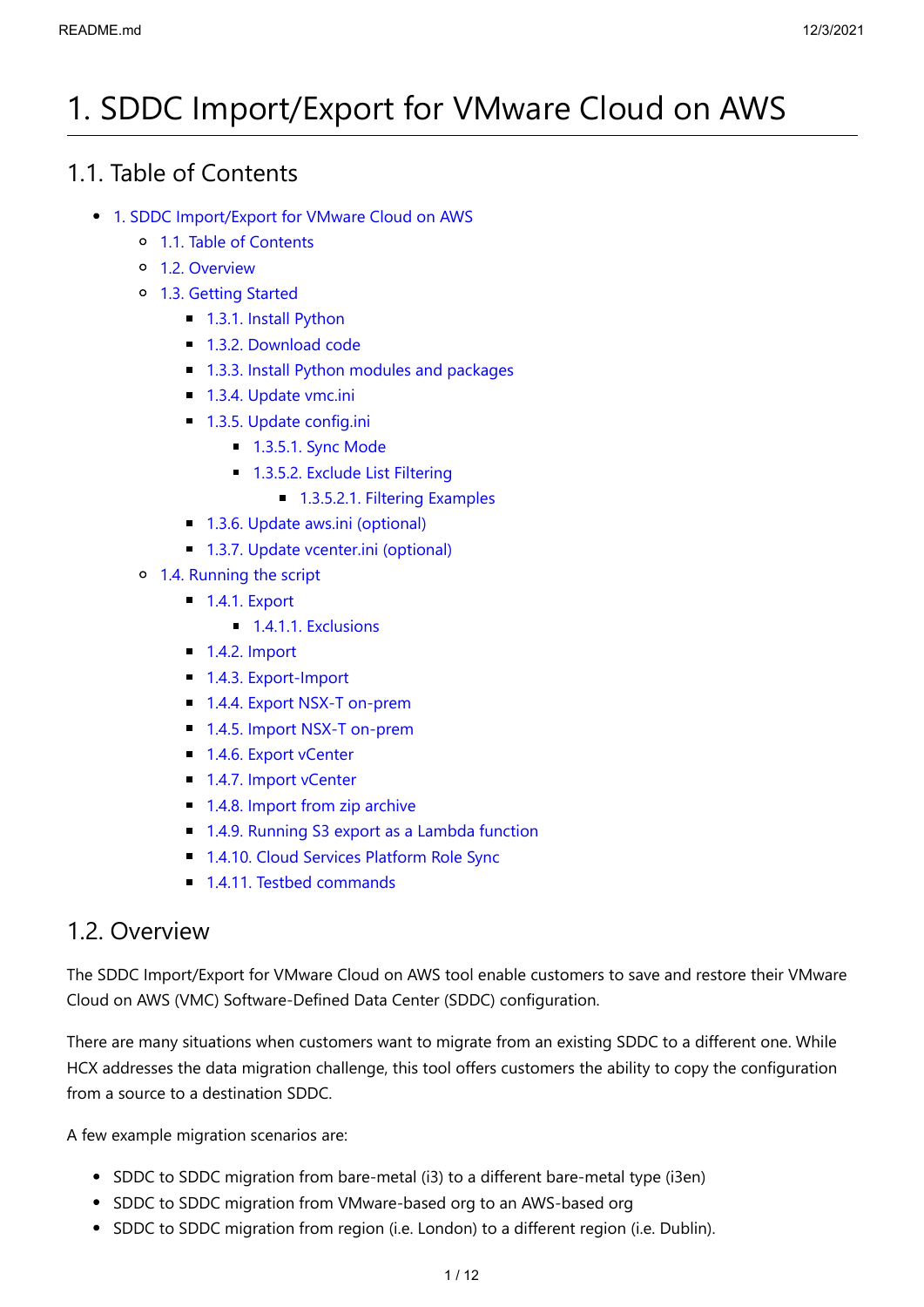# 1. SDDC Import/Export for VMware Cloud on AWS

## 1.1. Table of Contents

- 1. SDDC Import/Export for VMware Cloud on AWS
  - 1.1. Table of Contents
  - 1.2. Overview
  - 1.3. Getting Started
    - 1.3.1. Install Python
    - 1.3.2. Download code
    - 1.3.3. Install Python modules and packages
    - 1.3.4. Update vmc.ini
    - 1.3.5. Update config.ini
      - 1.3.5.1. Sync Mode
      - 1.3.5.2. Exclude List Filtering
        - 1.3.5.2.1. Filtering Examples
    - 1.3.6. Update aws.ini (optional)
    - 1.3.7. Update vcenter.ini (optional)
  - 1.4. Running the script
    - 1.4.1. Export
      - 1.4.1.1. Exclusions
    - 1.4.2. Import
    - 1.4.3. Export-Import
    - 1.4.4. Export NSX-T on-prem
    - 1.4.5. Import NSX-T on-prem
    - 1.4.6. Export vCenter
    - 1.4.7. Import vCenter
    - 1.4.8. Import from zip archive
    - 1.4.9. Running S3 export as a Lambda function
    - 1.4.10. Cloud Services Platform Role Sync
    - 1.4.11. Testbed commands

## 1.2. Overview

The SDDC Import/Export for VMware Cloud on AWS tool enable customers to save and restore their VMware Cloud on AWS (VMC) Software-Defined Data Center (SDDC) configuration.

There are many situations when customers want to migrate from an existing SDDC to a different one. While HCX addresses the data migration challenge, this tool offers customers the ability to copy the configuration from a source to a destination SDDC.

A few example migration scenarios are:

- SDDC to SDDC migration from bare-metal (i3) to a different bare-metal type (i3en)
- SDDC to SDDC migration from VMware-based org to an AWS-based org
- SDDC to SDDC migration from region (i.e. London) to a different region (i.e. Dublin).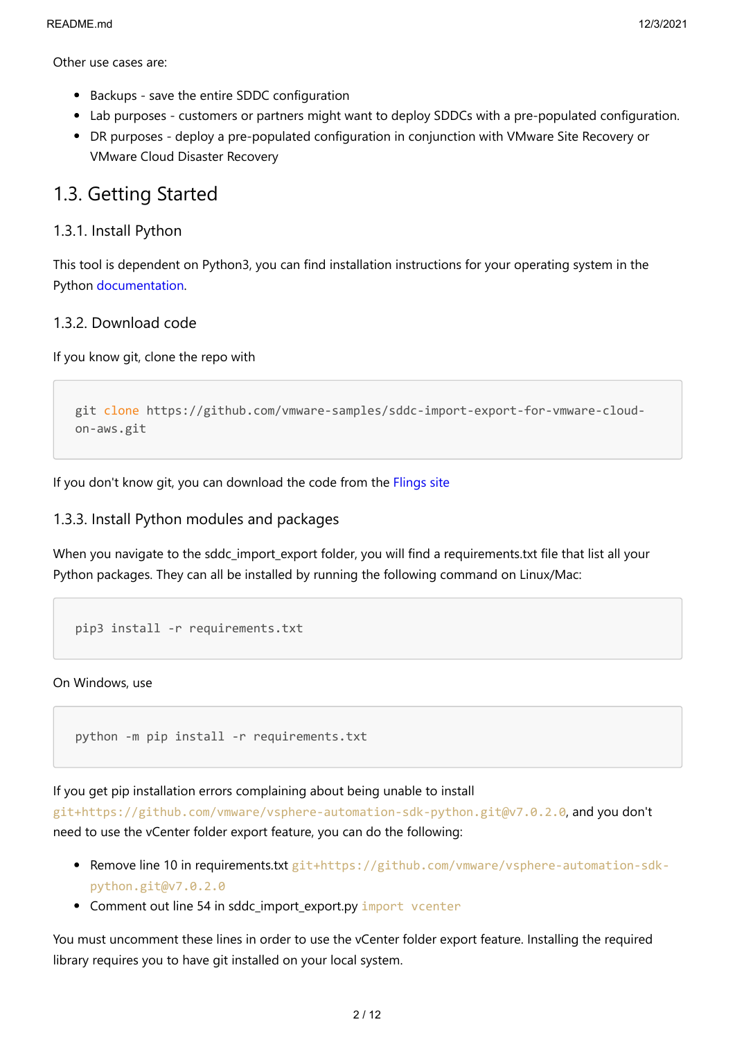Other use cases are:

- Backups - save the entire SDDC configuration
- Lab purposes - customers or partners might want to deploy SDDCs with a pre-populated configuration.
- DR purposes - deploy a pre-populated configuration in conjunction with VMware Site Recovery or VMware Cloud Disaster Recovery

## 1.3. Getting Started

### 1.3.1. Install Python

This tool is dependent on Python3, you can find installation instructions for your operating system in the Python documentation.

### 1.3.2. Download code

If you know git, clone the repo with

```
git clone https://github.com/vmware-samples/sddc-import-export-for-vmware-cloud-on-aws.git
```

If you don't know git, you can download the code from the Flings site

### 1.3.3. Install Python modules and packages

When you navigate to the sddc_import_export folder, you will find a requirements.txt file that list all your Python packages. They can all be installed by running the following command on Linux/Mac:

```
pip3 install -r requirements.txt
```

On Windows, use

```
python -m pip install -r requirements.txt
```

If you get pip installation errors complaining about being unable to install `git+https://github.com/vmware/vsphere-automation-sdk-python.git@v7.0.2.0`, and you don't need to use the vCenter folder export feature, you can do the following:

- Remove line 10 in requirements.txt `git+https://github.com/vmware/vsphere-automation-sdk-python.git@v7.0.2.0`
- Comment out line 54 in sddc_import_export.py `import vcenter`

You must uncomment these lines in order to use the vCenter folder export feature. Installing the required library requires you to have git installed on your local system.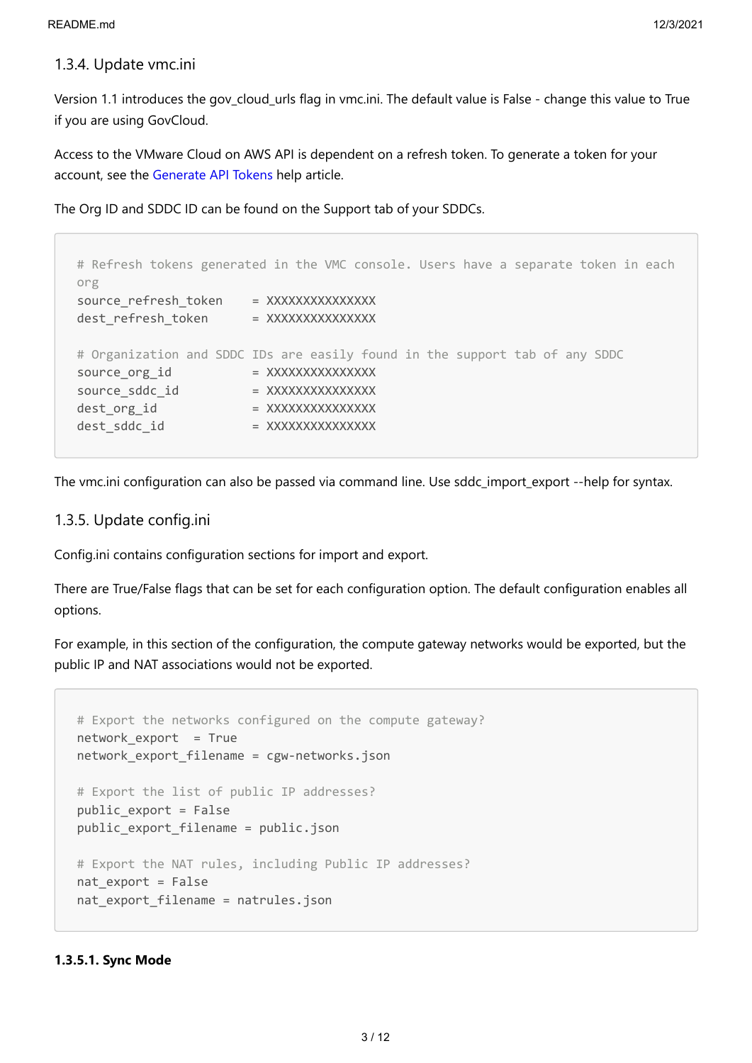### 1.3.4. Update vmc.ini

Version 1.1 introduces the gov_cloud_urls flag in vmc.ini. The default value is False - change this value to True if you are using GovCloud.

Access to the VMware Cloud on AWS API is dependent on a refresh token. To generate a token for your account, see the [Generate API Tokens](Generate API Tokens) help article.

The Org ID and SDDC ID can be found on the Support tab of your SDDCs.

```
# Refresh tokens generated in the VMC console. Users have a separate token in each org
source_refresh_token    = XXXXXXXXXXXXXXX
dest_refresh_token      = XXXXXXXXXXXXXXX

# Organization and SDDC IDs are easily found in the support tab of any SDDC
source_org_id           = XXXXXXXXXXXXXXX
source_sddc_id          = XXXXXXXXXXXXXXX
dest_org_id             = XXXXXXXXXXXXXXX
dest_sddc_id            = XXXXXXXXXXXXXXX
```

The vmc.ini configuration can also be passed via command line. Use sddc_import_export --help for syntax.

### 1.3.5. Update config.ini

Config.ini contains configuration sections for import and export.

There are True/False flags that can be set for each configuration option. The default configuration enables all options.

For example, in this section of the configuration, the compute gateway networks would be exported, but the public IP and NAT associations would not be exported.

```
# Export the networks configured on the compute gateway?
network_export  = True
network_export_filename = cgw-networks.json

# Export the list of public IP addresses?
public_export = False
public_export_filename = public.json

# Export the NAT rules, including Public IP addresses?
nat_export = False
nat_export_filename = natrules.json
```

#### 1.3.5.1. Sync Mode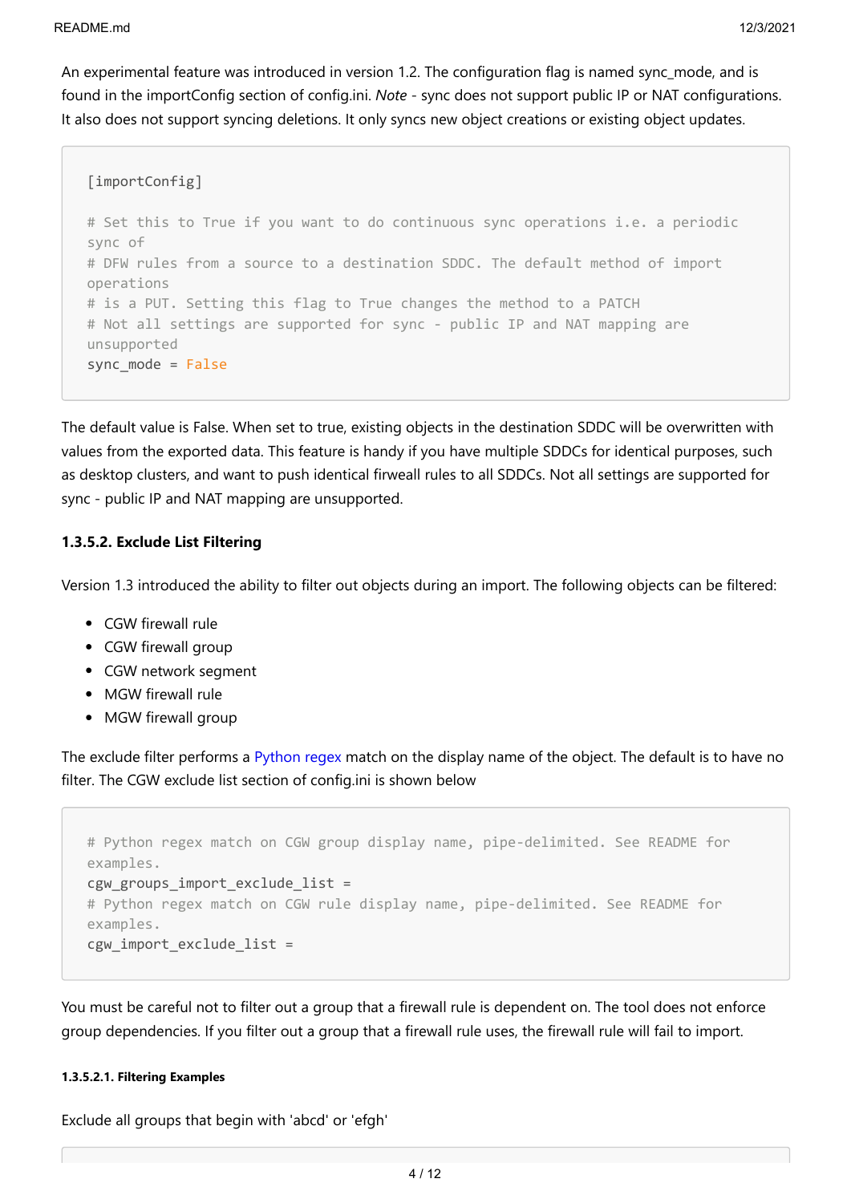An experimental feature was introduced in version 1.2. The configuration flag is named sync_mode, and is found in the importConfig section of config.ini. *Note* - sync does not support public IP or NAT configurations. It also does not support syncing deletions. It only syncs new object creations or existing object updates.

```
[importConfig]

# Set this to True if you want to do continuous sync operations i.e. a periodic sync of
# DFW rules from a source to a destination SDDC. The default method of import operations
# is a PUT. Setting this flag to True changes the method to a PATCH
# Not all settings are supported for sync - public IP and NAT mapping are unsupported
sync_mode = False
```

The default value is False. When set to true, existing objects in the destination SDDC will be overwritten with values from the exported data. This feature is handy if you have multiple SDDCs for identical purposes, such as desktop clusters, and want to push identical firweall rules to all SDDCs. Not all settings are supported for sync - public IP and NAT mapping are unsupported.

#### 1.3.5.2. Exclude List Filtering

Version 1.3 introduced the ability to filter out objects during an import. The following objects can be filtered:

- CGW firewall rule
- CGW firewall group
- CGW network segment
- MGW firewall rule
- MGW firewall group

The exclude filter performs a Python regex match on the display name of the object. The default is to have no filter. The CGW exclude list section of config.ini is shown below

```
# Python regex match on CGW group display name, pipe-delimited. See README for examples.
cgw_groups_import_exclude_list =
# Python regex match on CGW rule display name, pipe-delimited. See README for examples.
cgw_import_exclude_list =
```

You must be careful not to filter out a group that a firewall rule is dependent on. The tool does not enforce group dependencies. If you filter out a group that a firewall rule uses, the firewall rule will fail to import.

##### 1.3.5.2.1. Filtering Examples

Exclude all groups that begin with 'abcd' or 'efgh'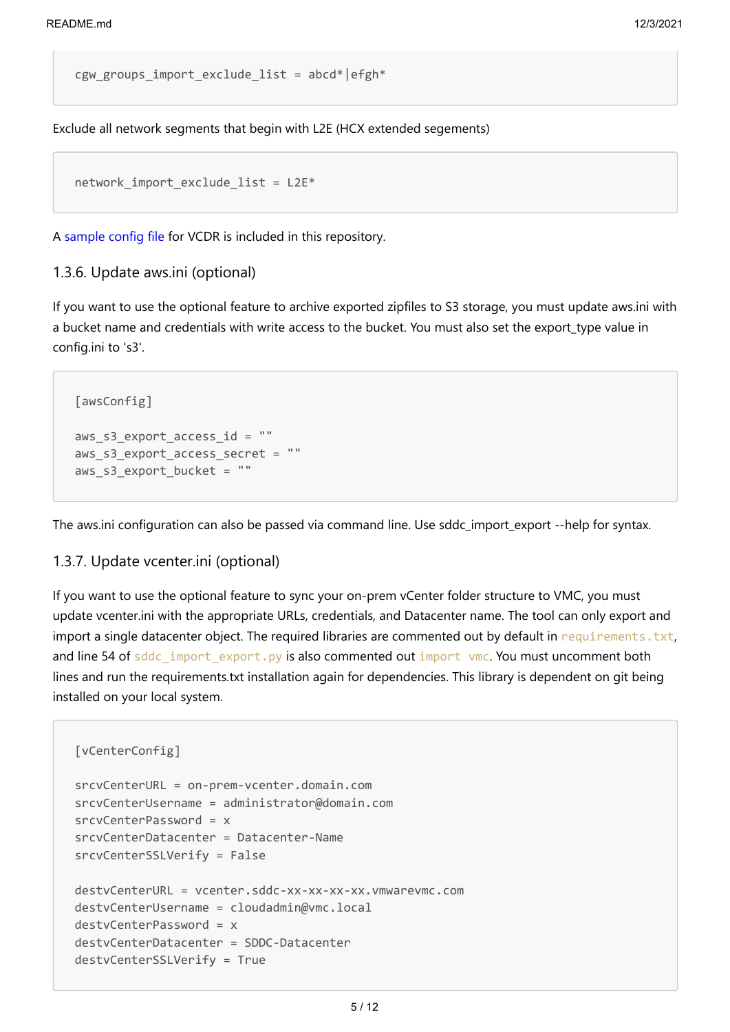```
cgw_groups_import_exclude_list = abcd*|efgh*
```

Exclude all network segments that begin with L2E (HCX extended segements)

```
network_import_exclude_list = L2E*
```

A sample config file for VCDR is included in this repository.

### 1.3.6. Update aws.ini (optional)

If you want to use the optional feature to archive exported zipfiles to S3 storage, you must update aws.ini with a bucket name and credentials with write access to the bucket. You must also set the export_type value in config.ini to 's3'.

```
[awsConfig]

aws_s3_export_access_id = ""
aws_s3_export_access_secret = ""
aws_s3_export_bucket = ""
```

The aws.ini configuration can also be passed via command line. Use sddc_import_export --help for syntax.

### 1.3.7. Update vcenter.ini (optional)

If you want to use the optional feature to sync your on-prem vCenter folder structure to VMC, you must update vcenter.ini with the appropriate URLs, credentials, and Datacenter name. The tool can only export and import a single datacenter object. The required libraries are commented out by default in `requirements.txt`, and line 54 of `sddc_import_export.py` is also commented out `import vmc`. You must uncomment both lines and run the requirements.txt installation again for dependencies. This library is dependent on git being installed on your local system.

```
[vCenterConfig]

srcvCenterURL = on-prem-vcenter.domain.com
srcvCenterUsername = administrator@domain.com
srcvCenterPassword = x
srcvCenterDatacenter = Datacenter-Name
srcvCenterSSLVerify = False

destvCenterURL = vcenter.sddc-xx-xx-xx-xx.vmwarevmc.com
destvCenterUsername = cloudadmin@vmc.local
destvCenterPassword = x
destvCenterDatacenter = SDDC-Datacenter
destvCenterSSLVerify = True
```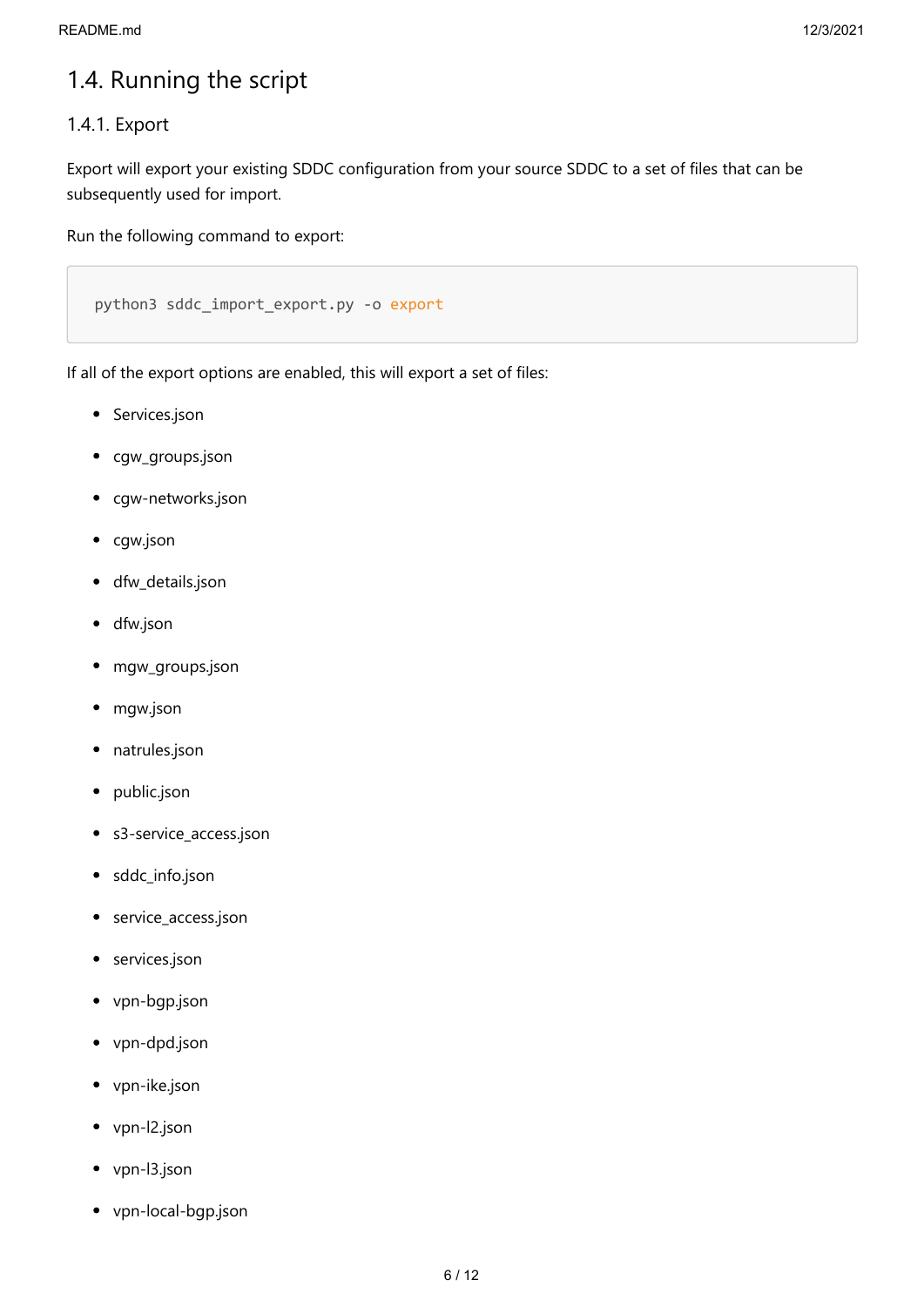## 1.4. Running the script

### 1.4.1. Export

Export will export your existing SDDC configuration from your source SDDC to a set of files that can be subsequently used for import.

Run the following command to export:

```
python3 sddc_import_export.py -o export
```

If all of the export options are enabled, this will export a set of files:

- Services.json
- cgw_groups.json
- cgw-networks.json
- cgw.json
- dfw_details.json
- dfw.json
- mgw_groups.json
- mgw.json
- natrules.json
- public.json
- s3-service_access.json
- sddc_info.json
- service_access.json
- services.json
- vpn-bgp.json
- vpn-dpd.json
- vpn-ike.json
- vpn-l2.json
- vpn-l3.json
- vpn-local-bgp.json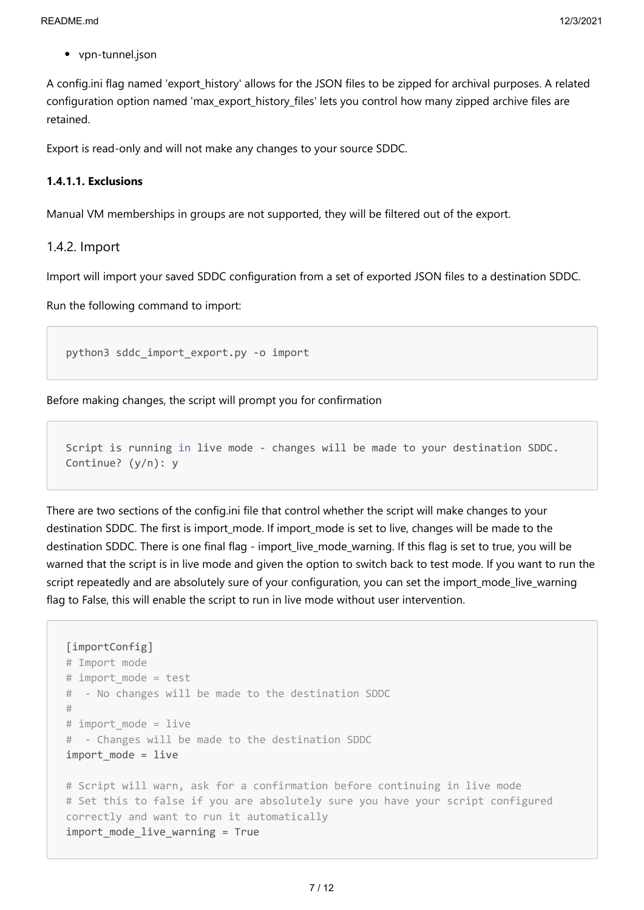- vpn-tunnel.json

A config.ini flag named 'export_history' allows for the JSON files to be zipped for archival purposes. A related configuration option named 'max_export_history_files' lets you control how many zipped archive files are retained.

Export is read-only and will not make any changes to your source SDDC.

#### 1.4.1.1. Exclusions

Manual VM memberships in groups are not supported, they will be filtered out of the export.

### 1.4.2. Import

Import will import your saved SDDC configuration from a set of exported JSON files to a destination SDDC.

Run the following command to import:

```
python3 sddc_import_export.py -o import
```

Before making changes, the script will prompt you for confirmation

```
Script is running in live mode - changes will be made to your destination SDDC.
Continue? (y/n): y
```

There are two sections of the config.ini file that control whether the script will make changes to your destination SDDC. The first is import_mode. If import_mode is set to live, changes will be made to the destination SDDC. There is one final flag - import_live_mode_warning. If this flag is set to true, you will be warned that the script is in live mode and given the option to switch back to test mode. If you want to run the script repeatedly and are absolutely sure of your configuration, you can set the import_mode_live_warning flag to False, this will enable the script to run in live mode without user intervention.

```
[importConfig]
# Import mode
# import_mode = test
#  - No changes will be made to the destination SDDC
#
# import_mode = live
#  - Changes will be made to the destination SDDC
import_mode = live

# Script will warn, ask for a confirmation before continuing in live mode
# Set this to false if you are absolutely sure you have your script configured
correctly and want to run it automatically
import_mode_live_warning = True
```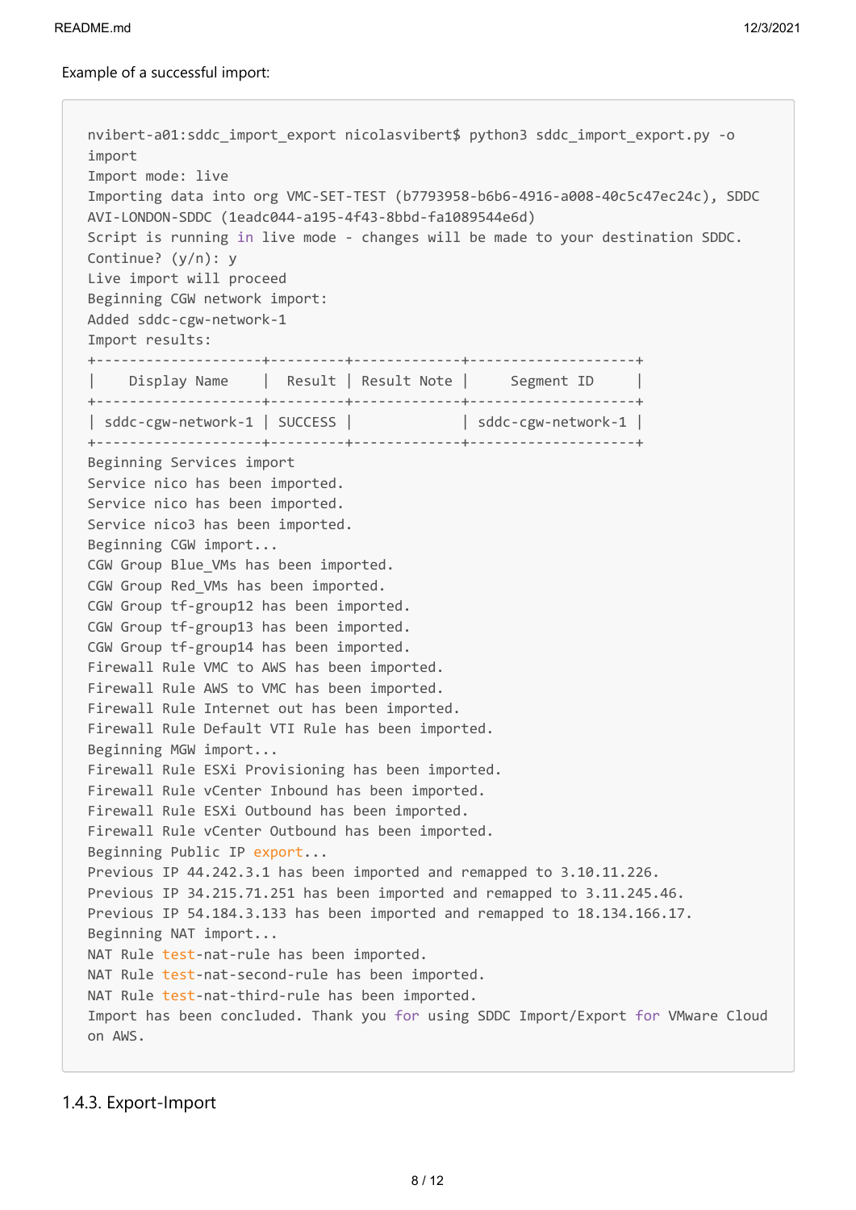Example of a successful import:

```
nvibert-a01:sddc_import_export nicolasvibert$ python3 sddc_import_export.py -o
import
Import mode: live
Importing data into org VMC-SET-TEST (b7793958-b6b6-4916-a008-40c5c47ec24c), SDDC
AVI-LONDON-SDDC (1eadc044-a195-4f43-8bbd-fa1089544e6d)
Script is running in live mode - changes will be made to your destination SDDC.
Continue? (y/n): y
Live import will proceed
Beginning CGW network import:
Added sddc-cgw-network-1
Import results:
+--------------------+---------+-------------+--------------------+
|    Display Name    |  Result | Result Note |     Segment ID     |
+--------------------+---------+-------------+--------------------+
| sddc-cgw-network-1 | SUCCESS |             | sddc-cgw-network-1 |
+--------------------+---------+-------------+--------------------+
Beginning Services import
Service nico has been imported.
Service nico has been imported.
Service nico3 has been imported.
Beginning CGW import...
CGW Group Blue_VMs has been imported.
CGW Group Red_VMs has been imported.
CGW Group tf-group12 has been imported.
CGW Group tf-group13 has been imported.
CGW Group tf-group14 has been imported.
Firewall Rule VMC to AWS has been imported.
Firewall Rule AWS to VMC has been imported.
Firewall Rule Internet out has been imported.
Firewall Rule Default VTI Rule has been imported.
Beginning MGW import...
Firewall Rule ESXi Provisioning has been imported.
Firewall Rule vCenter Inbound has been imported.
Firewall Rule ESXi Outbound has been imported.
Firewall Rule vCenter Outbound has been imported.
Beginning Public IP export...
Previous IP 44.242.3.1 has been imported and remapped to 3.10.11.226.
Previous IP 34.215.71.251 has been imported and remapped to 3.11.245.46.
Previous IP 54.184.3.133 has been imported and remapped to 18.134.166.17.
Beginning NAT import...
NAT Rule test-nat-rule has been imported.
NAT Rule test-nat-second-rule has been imported.
NAT Rule test-nat-third-rule has been imported.
Import has been concluded. Thank you for using SDDC Import/Export for VMware Cloud
on AWS.
```

### 1.4.3. Export-Import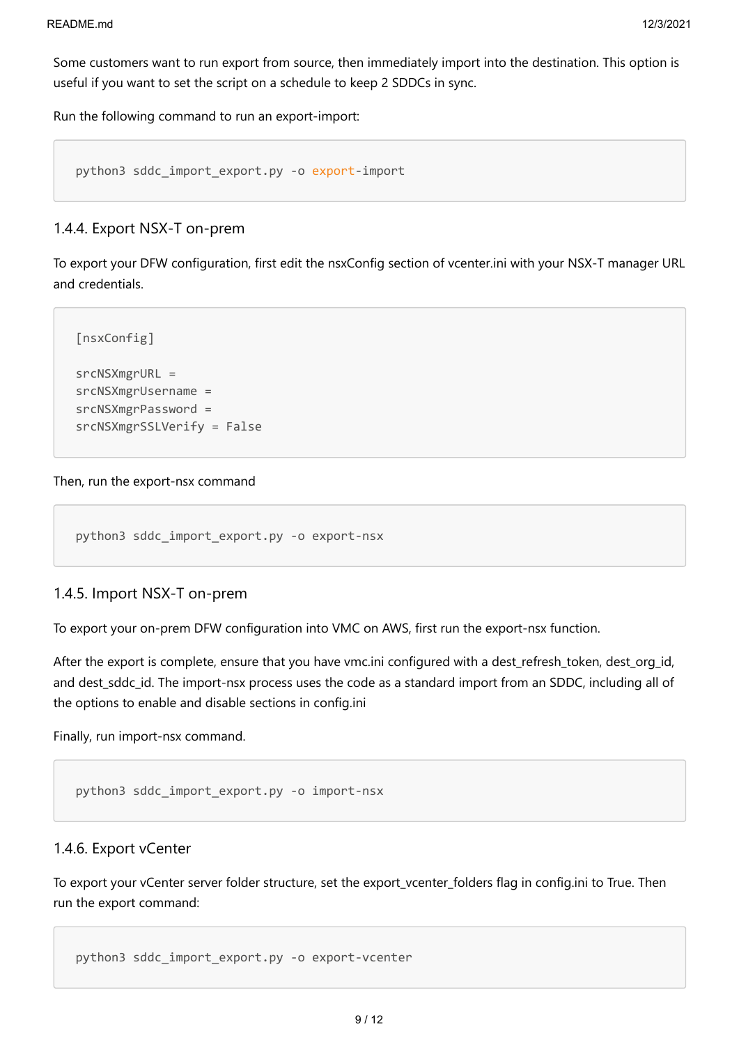Some customers want to run export from source, then immediately import into the destination. This option is useful if you want to set the script on a schedule to keep 2 SDDCs in sync.

Run the following command to run an export-import:

```
python3 sddc_import_export.py -o export-import
```

### 1.4.4. Export NSX-T on-prem

To export your DFW configuration, first edit the nsxConfig section of vcenter.ini with your NSX-T manager URL and credentials.

```
[nsxConfig]

srcNSXmgrURL =
srcNSXmgrUsername =
srcNSXmgrPassword =
srcNSXmgrSSLVerify = False
```

Then, run the export-nsx command

```
python3 sddc_import_export.py -o export-nsx
```

### 1.4.5. Import NSX-T on-prem

To export your on-prem DFW configuration into VMC on AWS, first run the export-nsx function.

After the export is complete, ensure that you have vmc.ini configured with a dest_refresh_token, dest_org_id, and dest_sddc_id. The import-nsx process uses the code as a standard import from an SDDC, including all of the options to enable and disable sections in config.ini

Finally, run import-nsx command.

```
python3 sddc_import_export.py -o import-nsx
```

### 1.4.6. Export vCenter

To export your vCenter server folder structure, set the export_vcenter_folders flag in config.ini to True. Then run the export command:

```
python3 sddc_import_export.py -o export-vcenter
```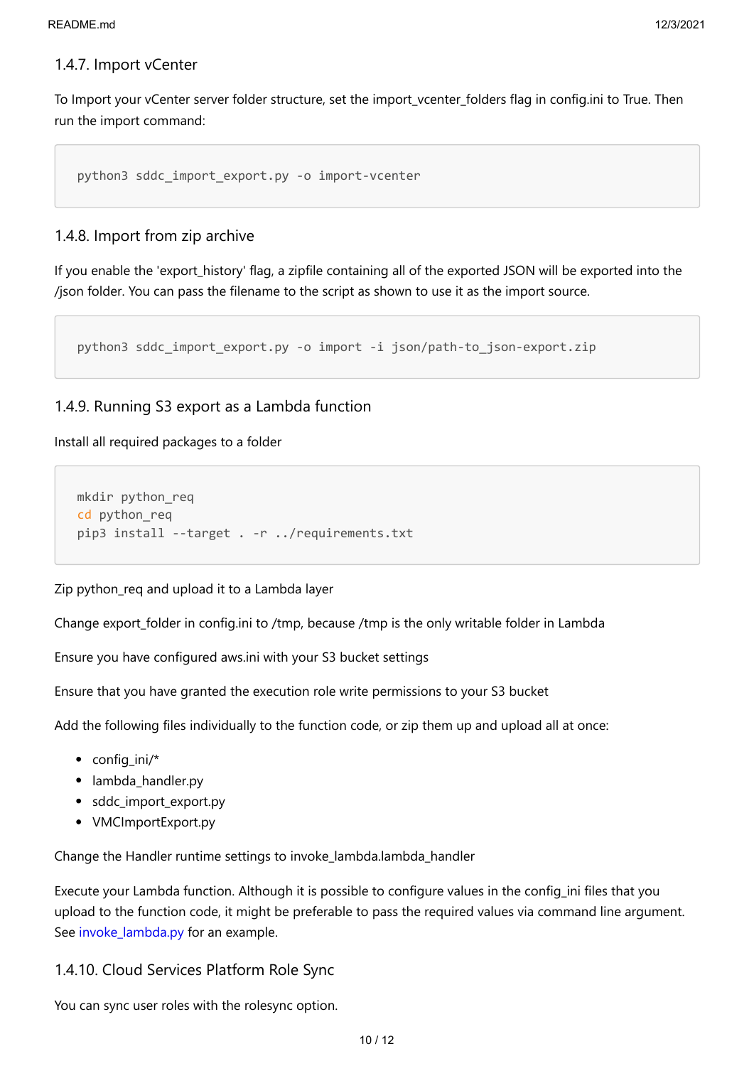### 1.4.7. Import vCenter

To Import your vCenter server folder structure, set the import_vcenter_folders flag in config.ini to True. Then run the import command:

```
python3 sddc_import_export.py -o import-vcenter
```

### 1.4.8. Import from zip archive

If you enable the 'export_history' flag, a zipfile containing all of the exported JSON will be exported into the /json folder. You can pass the filename to the script as shown to use it as the import source.

```
python3 sddc_import_export.py -o import -i json/path-to_json-export.zip
```

### 1.4.9. Running S3 export as a Lambda function

Install all required packages to a folder

```
mkdir python_req
cd python_req
pip3 install --target . -r ../requirements.txt
```

Zip python_req and upload it to a Lambda layer

Change export_folder in config.ini to /tmp, because /tmp is the only writable folder in Lambda

Ensure you have configured aws.ini with your S3 bucket settings

Ensure that you have granted the execution role write permissions to your S3 bucket

Add the following files individually to the function code, or zip them up and upload all at once:

- config_ini/*
- lambda_handler.py
- sddc_import_export.py
- VMCImportExport.py

Change the Handler runtime settings to invoke_lambda.lambda_handler

Execute your Lambda function. Although it is possible to configure values in the config_ini files that you upload to the function code, it might be preferable to pass the required values via command line argument. See invoke_lambda.py for an example.

### 1.4.10. Cloud Services Platform Role Sync

You can sync user roles with the rolesync option.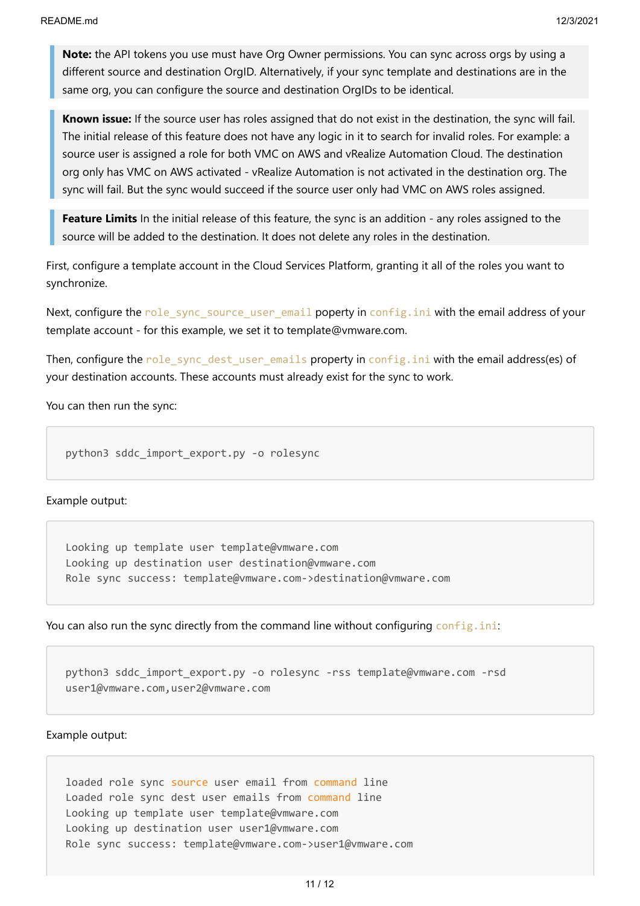> **Note:** the API tokens you use must have Org Owner permissions. You can sync across orgs by using a different source and destination OrgID. Alternatively, if your sync template and destinations are in the same org, you can configure the source and destination OrgIDs to be identical.

> **Known issue:** If the source user has roles assigned that do not exist in the destination, the sync will fail. The initial release of this feature does not have any logic in it to search for invalid roles. For example: a source user is assigned a role for both VMC on AWS and vRealize Automation Cloud. The destination org only has VMC on AWS activated - vRealize Automation is not activated in the destination org. The sync will fail. But the sync would succeed if the source user only had VMC on AWS roles assigned.

> **Feature Limits** In the initial release of this feature, the sync is an addition - any roles assigned to the source will be added to the destination. It does not delete any roles in the destination.

First, configure a template account in the Cloud Services Platform, granting it all of the roles you want to synchronize.

Next, configure the `role_sync_source_user_email` poperty in `config.ini` with the email address of your template account - for this example, we set it to template@vmware.com.

Then, configure the `role_sync_dest_user_emails` property in `config.ini` with the email address(es) of your destination accounts. These accounts must already exist for the sync to work.

You can then run the sync:

```
python3 sddc_import_export.py -o rolesync
```

Example output:

```
Looking up template user template@vmware.com
Looking up destination user destination@vmware.com
Role sync success: template@vmware.com->destination@vmware.com
```

You can also run the sync directly from the command line without configuring `config.ini`:

```
python3 sddc_import_export.py -o rolesync -rss template@vmware.com -rsd
user1@vmware.com,user2@vmware.com
```

Example output:

```
loaded role sync source user email from command line
Loaded role sync dest user emails from command line
Looking up template user template@vmware.com
Looking up destination user user1@vmware.com
Role sync success: template@vmware.com->user1@vmware.com
```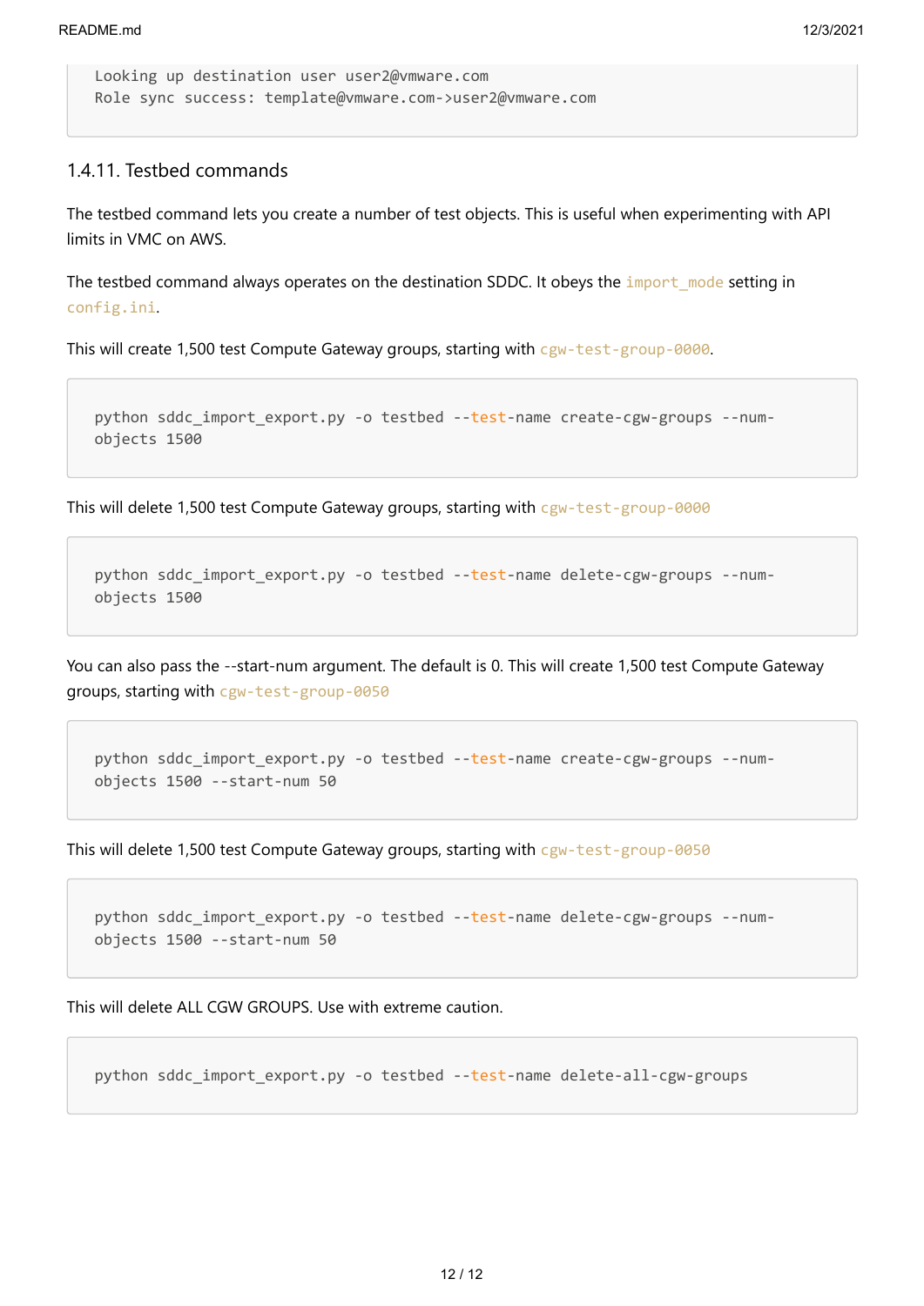```
Looking up destination user user2@vmware.com
Role sync success: template@vmware.com->user2@vmware.com
```

### 1.4.11. Testbed commands

The testbed command lets you create a number of test objects. This is useful when experimenting with API limits in VMC on AWS.

The testbed command always operates on the destination SDDC. It obeys the `import_mode` setting in `config.ini`.

This will create 1,500 test Compute Gateway groups, starting with `cgw-test-group-0000`.

```
python sddc_import_export.py -o testbed --test-name create-cgw-groups --num-objects 1500
```

This will delete 1,500 test Compute Gateway groups, starting with `cgw-test-group-0000`

```
python sddc_import_export.py -o testbed --test-name delete-cgw-groups --num-objects 1500
```

You can also pass the --start-num argument. The default is 0. This will create 1,500 test Compute Gateway groups, starting with `cgw-test-group-0050`

```
python sddc_import_export.py -o testbed --test-name create-cgw-groups --num-objects 1500 --start-num 50
```

This will delete 1,500 test Compute Gateway groups, starting with `cgw-test-group-0050`

```
python sddc_import_export.py -o testbed --test-name delete-cgw-groups --num-objects 1500 --start-num 50
```

This will delete ALL CGW GROUPS. Use with extreme caution.

```
python sddc_import_export.py -o testbed --test-name delete-all-cgw-groups
```